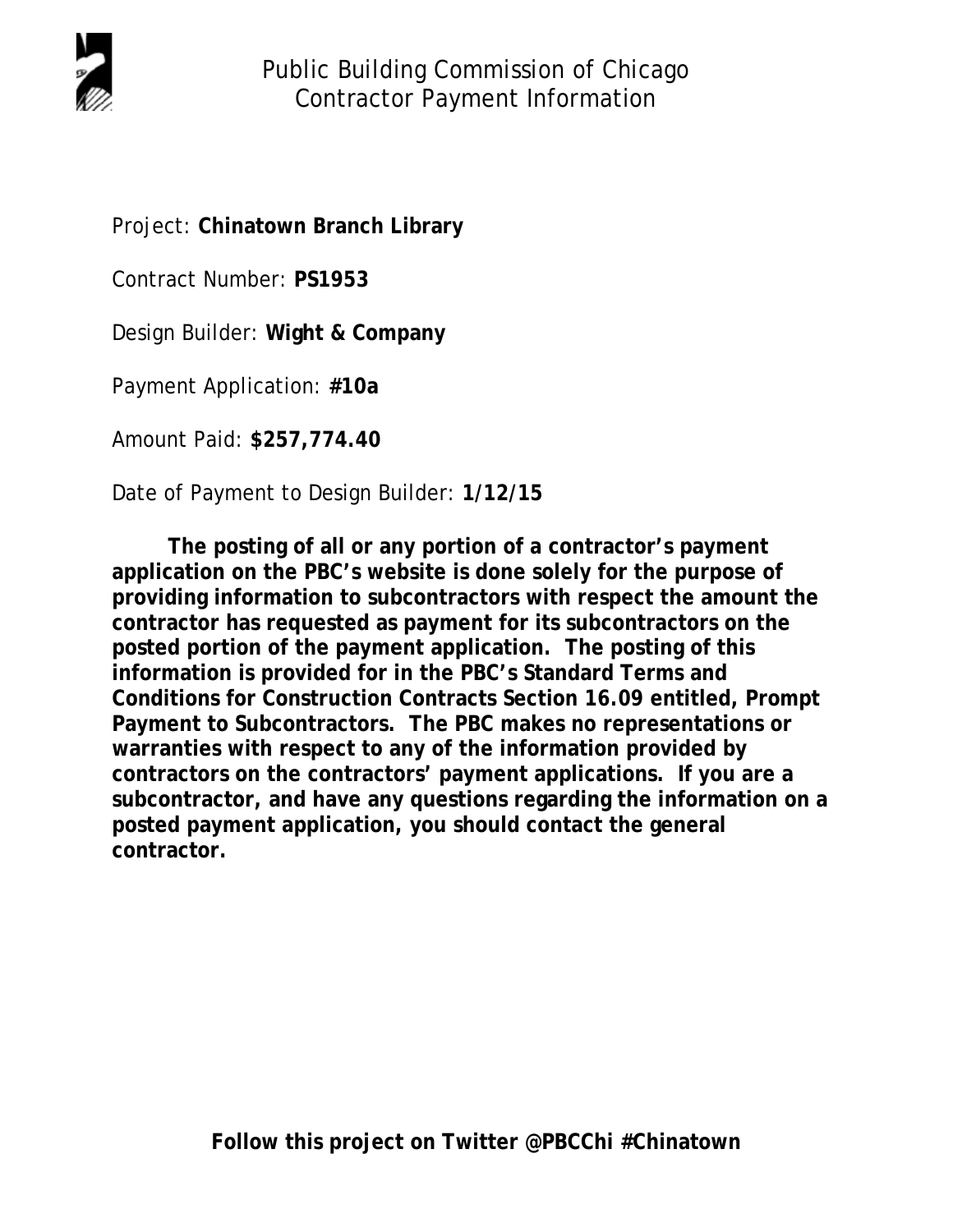# Public Building Commission of Chicago
## Contractor Payment Information

Project: **Chinatown Branch Library**

Contract Number: **PS1953**

Design Builder: **Wight & Company**

Payment Application: **#10a**

Amount Paid: **$257,774.40**

Date of Payment to Design Builder: **1/12/15**

**The posting of all or any portion of a contractor's payment application on the PBC's website is done solely for the purpose of providing information to subcontractors with respect the amount the contractor has requested as payment for its subcontractors on the posted portion of the payment application. The posting of this information is provided for in the PBC's Standard Terms and Conditions for Construction Contracts Section 16.09 entitled, Prompt Payment to Subcontractors. The PBC makes no representations or warranties with respect to any of the information provided by contractors on the contractors' payment applications. If you are a subcontractor, and have any questions regarding the information on a posted payment application, you should contact the general contractor.**

**Follow this project on Twitter @PBCChi #Chinatown**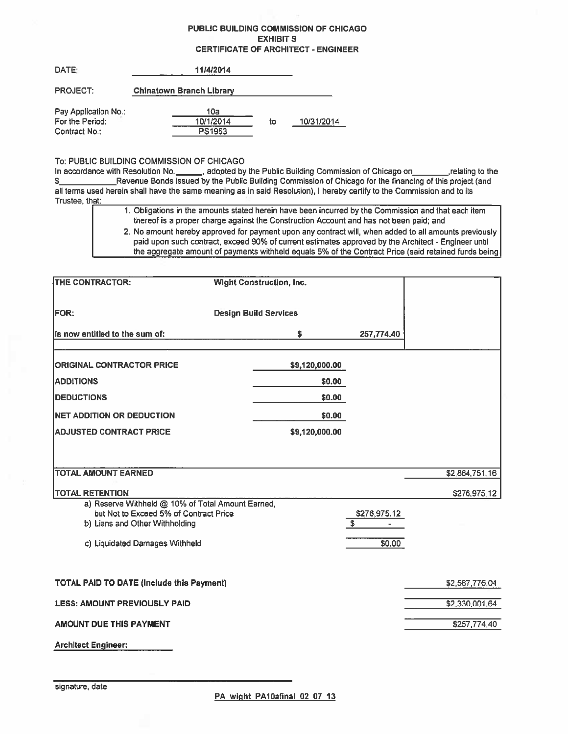# PUBLIC BUILDING COMMISSION OF CHICAGO
## EXHIBIT S
## CERTIFICATE OF ARCHITECT - ENGINEER

DATE: 11/4/2014

PROJECT: Chinatown Branch Library

Pay Application No.: 10a
For the Period: 10/1/2014 to 10/31/2014
Contract No.: PS1953

To: PUBLIC BUILDING COMMISSION OF CHICAGO
In accordance with Resolution No.______, adopted by the Public Building Commission of Chicago on________,relating to the $____________Revenue Bonds issued by the Public Building Commission of Chicago for the financing of this project (and all terms used herein shall have the same meaning as in said Resolution), I hereby certify to the Commission and to its Trustee, that:

1. Obligations in the amounts stated herein have been incurred by the Commission and that each item thereof is a proper charge against the Construction Account and has not been paid; and
2. No amount hereby approved for payment upon any contract will, when added to all amounts previously paid upon such contract, exceed 90% of current estimates approved by the Architect - Engineer until the aggregate amount of payments withheld equals 5% of the Contract Price (said retained funds being

| | | | |
|---|---|---|---|
| THE CONTRACTOR: | Wight Construction, Inc. | | |
| FOR: | Design Build Services | | |
| Is now entitled to the sum of: | $ | 257,774.40 | |
| ORIGINAL CONTRACTOR PRICE | $9,120,000.00 | | |
| ADDITIONS | $0.00 | | |
| DEDUCTIONS | $0.00 | | |
| NET ADDITION OR DEDUCTION | $0.00 | | |
| ADJUSTED CONTRACT PRICE | $9,120,000.00 | | |
| TOTAL AMOUNT EARNED | | | $2,864,751.16 |
| TOTAL RETENTION | | | $276,975.12 |
| a) Reserve Withheld @ 10% of Total Amount Earned, but Not to Exceed 5% of Contract Price | | $276,975.12 | |
| b) Liens and Other Withholding | | $ - | |
| c) Liquidated Damages Withheld | | $0.00 | |
| TOTAL PAID TO DATE (Include this Payment) | | | $2,587,776.04 |
| LESS: AMOUNT PREVIOUSLY PAID | | | $2,330,001.64 |
| AMOUNT DUE THIS PAYMENT | | | $257,774.40 |

Architect Engineer:

_______________________________
signature, date

PA wight PA10afinal 02 07 13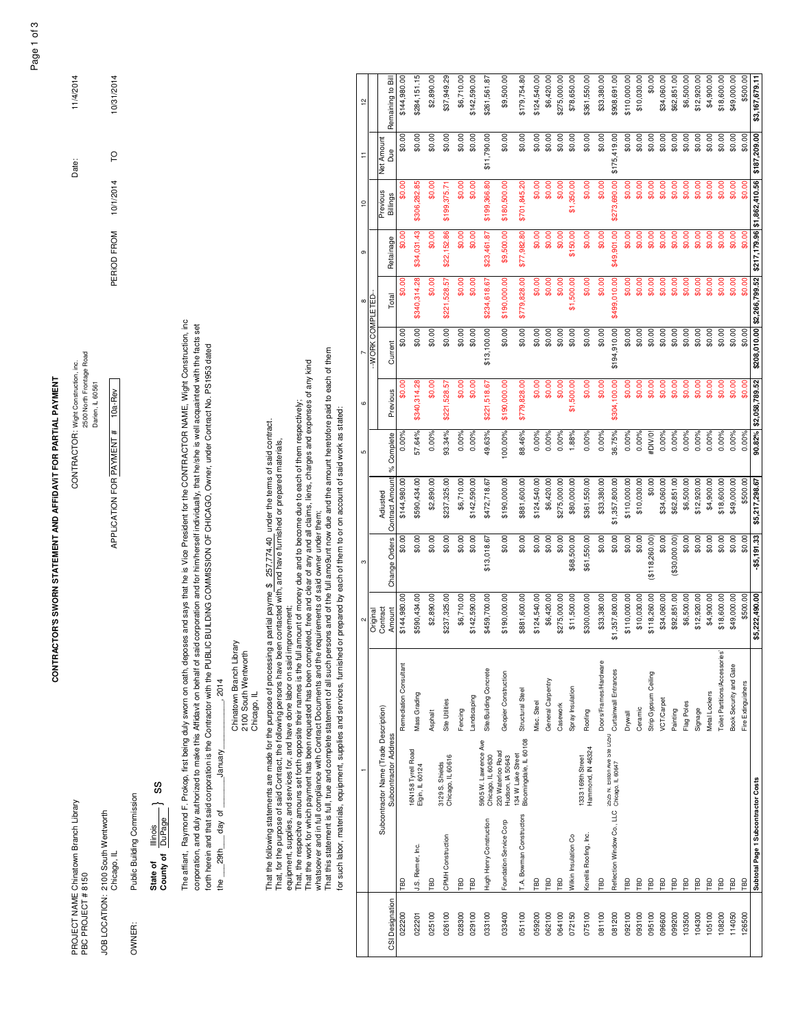# CONTRACTOR'S SWORN STATEMENT AND AFFIDAVIT FOR PARTIAL PAYMENT

PROJECT NAME Chinatown Branch Library
PBC PROJECT # 8150

CONTRACTOR: Wight Construction, inc.
2500 North Frontage Road
Darien, IL 60561

Date: 11/4/2014

JOB LOCATION: 2100 South Wentworth
Chicago, IL

APPLICATON FOR PAYMENT # 10a-Rev

PERIOD FROM 10/1/2014 TO 10/31/2014

OWNER: Public Building Commission

State of Illinois
County of DuPage } SS

The affiant, Raymond F. Prokop, first being duly sworn on oath, deposes and says that he is Vice President for the CONTRACTOR NAME, Wight Construction, inc corporation, and duly authorized to make this Affidavit on behalf of said corporation and for him/herself individually, that he/she is well acquainted with the facts set forth herein and that said corporation is the Contractor with the PUBLIC BUILDING COMMISSION OF CHICAGO, Owner, under Contract No. PS1953 dated the 29th day of January, 2014

Chinatown Branch Library
2100 South Wentworth
Chicago, IL

That the following statements are made for the purpose of processing a partial payme $ 257,774.40 under the terms of said contract.
That, for the purpose of said Contract, the following persons have been contracted with, and have furnished or prepared materials, equipment, supplies, and services for, and have done labor on said improvement;
That, the respective amounts set forth opposite their names is the full amount of money due and to become due to each of them respectively;
That the work for which payment has been requested has been completed, free and clear of any and all claims, liens, charges and expenses of any kind whatsoever and in full compliance with Contract Documents and the requirements of said owner under them;
That this statement is full, true and complete statement of all such persons and of the full amo9unt now due and the amount heretofore paid to each of them for such labor, materials, equipment, supplies and services, furnished or prepared by each of them to or on account of said work as stated:

| | 1 | | 2 | 3 | 4 | 5 | 6 | 7 | 8 | 9 | 10 | 11 | 12 |
|---|---|---|---|---|---|---|---|---|---|---|---|---|---|
| | | | | | | | --WORK COMPLETED-- | | | | | | |
| CSI Designation | Subcontractor Name (Trade Description) Subcontractor Address | | Original Contract Amount | Change Orders | Adjusted Contract Amount | % Complete | Previous | Current | Total | Retainage | Previous Billings | Net Amount Due | Remaining to Bill |
| 022200 | TBD | Remediation Consultant | $144,980.00 | $0.00 | $144,980.00 | 0.00% | $0.00 | $0.00 | $0.00 | $0.00 | $0.00 | $0.00 | $144,980.00 |
| 022201 | J.S. Riemer, Inc. 16N158 Tyrell Road Elgin, IL 60124 | Mass Grading | $590,434.00 | $0.00 | $590,434.00 | 57.64% | $340,314.28 | $0.00 | $340,314.28 | $34,031.43 | $306,282.85 | $0.00 | $284,151.15 |
| 025100 | TBD | Asphalt | $2,890.00 | $0.00 | $2,890.00 | 0.00% | $0.00 | $0.00 | $0.00 | $0.00 | $0.00 | $0.00 | $2,890.00 |
| 026100 | CPMH Construction 3129 S. Shields Chicago, IL 60616 | Site Utilities | $237,325.00 | $0.00 | $237,325.00 | 93.34% | $221,528.57 | $0.00 | $221,528.57 | $22,152.86 | $199,375.71 | $0.00 | $37,949.29 |
| 028300 | TBD | Fencing | $6,710.00 | $0.00 | $6,710.00 | 0.00% | $0.00 | $0.00 | $0.00 | $0.00 | $0.00 | $0.00 | $6,710.00 |
| 029100 | TBD | Landscaping | $142,590.00 | $0.00 | $142,590.00 | 0.00% | $0.00 | $0.00 | $0.00 | $0.00 | $0.00 | $0.00 | $142,590.00 |
| 033100 | Hugh Henry Construction 5905 W. Lawrence Ave Chicago, IL 60630 | Site/Building Concrete | $459,700.00 | $13,018.67 | $472,718.67 | 49.63% | $221,518.67 | $13,100.00 | $234,618.67 | $23,461.87 | $199,366.80 | $11,790.00 | $261,561.87 |
| 033400 | Foundation Service Corp 220 Waterloo Road Hudson, IA 50643 | Geopier Construction | $190,000.00 | $0.00 | $190,000.00 | 100.00% | $190,000.00 | $0.00 | $190,000.00 | $9,500.00 | $180,500.00 | $0.00 | $9,500.00 |
| 051100 | T.A. Bowman Constructors 134 W Lake Street Bloomingdale, IL 60108 | Structural Steel | $881,600.00 | $0.00 | $881,600.00 | 88.46% | $779,828.00 | $0.00 | $779,828.00 | $77,982.80 | $701,845.20 | $0.00 | $179,754.80 |
| 059200 | TBD | Misc. Steel | $124,540.00 | $0.00 | $124,540.00 | 0.00% | $0.00 | $0.00 | $0.00 | $0.00 | $0.00 | $0.00 | $124,540.00 |
| 062100 | TBD | General Carpentry | $6,420.00 | $0.00 | $6,420.00 | 0.00% | $0.00 | $0.00 | $0.00 | $0.00 | $0.00 | $0.00 | $6,420.00 |
| 064100 | TBD | Casework | $275,000.00 | $0.00 | $275,000.00 | 0.00% | $0.00 | $0.00 | $0.00 | $0.00 | $0.00 | $0.00 | $275,000.00 |
| 072150 | Wilkin Insulation Co | Spray Insulation | $11,500.00 | $68,500.00 | $80,000.00 | 1.88% | $1,500.00 | $0.00 | $1,500.00 | $150.00 | $1,350.00 | $0.00 | $78,650.00 |
| 075100 | Korellis Roofing, Inc. 1333 169th Street Hammond, IN 46324 | Roofing | $300,000.00 | $61,550.00 | $361,550.00 | 0.00% | $0.00 | $0.00 | $0.00 | $0.00 | $0.00 | $0.00 | $361,550.00 |
| 081100 | TBD | Doors/Frames/Hardware | $33,380.00 | $0.00 | $33,380.00 | 0.00% | $0.00 | $0.00 | $0.00 | $0.00 | $0.00 | $0.00 | $33,380.00 |
| 081200 | Reflection Window Co., LLC 2525 N. Elston Ave Ste D250 Chicago, IL 60647 | Curtainwall Entrances | $1,357,800.00 | $0.00 | $1,357,800.00 | 36.75% | $304,100.00 | $194,910.00 | $499,010.00 | $49,901.00 | $273,690.00 | $175,419.00 | $908,691.00 |
| 092100 | TBD | Drywall | $110,000.00 | $0.00 | $110,000.00 | 0.00% | $0.00 | $0.00 | $0.00 | $0.00 | $0.00 | $0.00 | $110,000.00 |
| 093100 | TBD | Ceramic | $10,030.00 | $0.00 | $10,030.00 | 0.00% | $0.00 | $0.00 | $0.00 | $0.00 | $0.00 | $0.00 | $10,030.00 |
| 095100 | TBD | Strip Gypsum Ceiling | $118,260.00 | ($118,260.00) | $0.00 | #DIV/0! | $0.00 | $0.00 | $0.00 | $0.00 | $0.00 | $0.00 | $0.00 |
| 096600 | TBD | VCT/Carpet | $34,060.00 | $0.00 | $34,060.00 | 0.00% | $0.00 | $0.00 | $0.00 | $0.00 | $0.00 | $0.00 | $34,060.00 |
| 099200 | TBD | Painting | $92,851.00 | ($30,000.00) | $62,851.00 | 0.00% | $0.00 | $0.00 | $0.00 | $0.00 | $0.00 | $0.00 | $62,851.00 |
| 103500 | TBD | Flag Poles | $6,500.00 | $0.00 | $6,500.00 | 0.00% | $0.00 | $0.00 | $0.00 | $0.00 | $0.00 | $0.00 | $6,500.00 |
| 104300 | TBD | Signage | $12,920.00 | $0.00 | $12,920.00 | 0.00% | $0.00 | $0.00 | $0.00 | $0.00 | $0.00 | $0.00 | $12,920.00 |
| 105100 | TBD | Metal Lockers | $4,900.00 | $0.00 | $4,900.00 | 0.00% | $0.00 | $0.00 | $0.00 | $0.00 | $0.00 | $0.00 | $4,900.00 |
| 108200 | TBD | Toilet Partitions/Accessories | $18,600.00 | $0.00 | $18,600.00 | 0.00% | $0.00 | $0.00 | $0.00 | $0.00 | $0.00 | $0.00 | $18,600.00 |
| 114050 | TBD | Book Security and Gate | $49,000.00 | $0.00 | $49,000.00 | 0.00% | $0.00 | $0.00 | $0.00 | $0.00 | $0.00 | $0.00 | $49,000.00 |
| 126500 | TBD | Fire Extinguishers | $500.00 | $0.00 | $500.00 | 0.00% | $0.00 | $0.00 | $0.00 | $0.00 | $0.00 | $0.00 | $500.00 |
| | **Subtotal Page 1 Subcontractor Costs** | | **$5,222,490.00** | **-$5,191.33** | **$5,217,298.67** | **90.82%** | **$2,058,789.52** | **$208,010.00** | **$2,266,799.52** | **$217,179.96** | **$1,862,410.56** | **$187,209.00** | **$3,167,679.11** |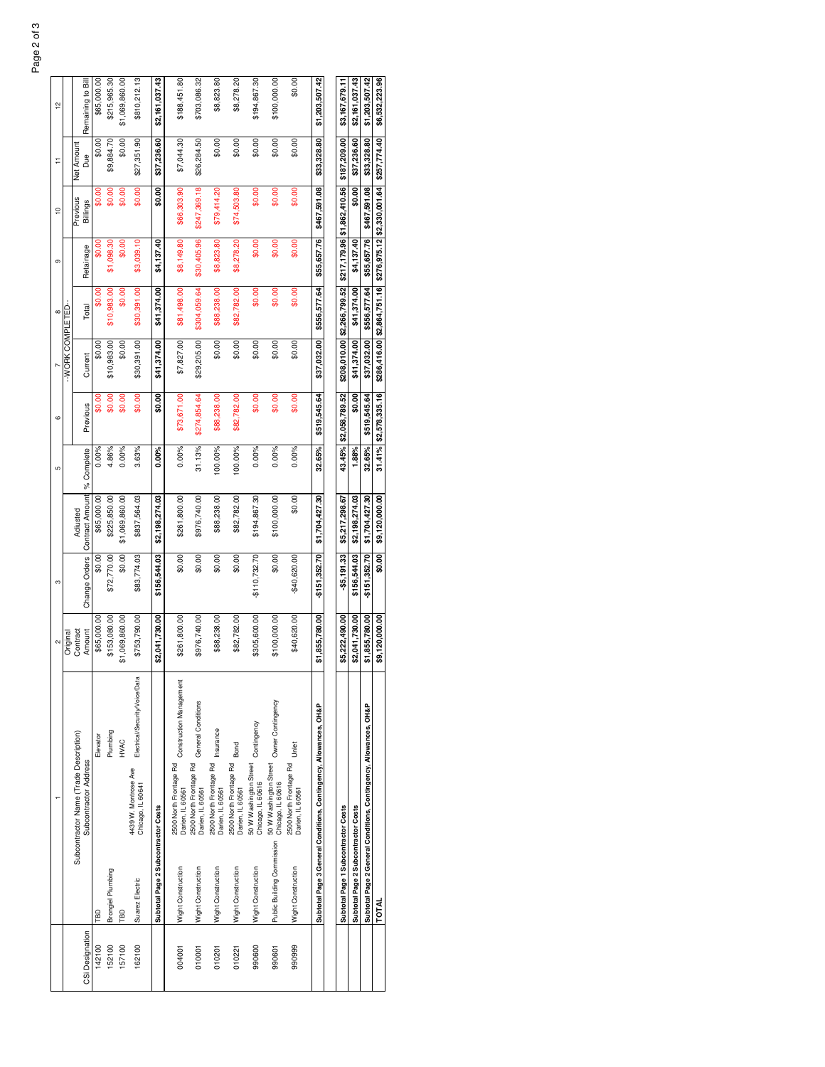|  | 1 |  | 2 | 3 |  | 5 | 6 | 7 | 8 | 9 | 10 | 11 | 12 |
|---|---|---|---|---|---|---|---|---|---|---|---|---|---|
|  |  |  |  |  |  |  |  | --WORK COMPLETED-- |  |  |  |  |  |
| CSI Designation | Subcontractor Name (Trade Description) | Subcontractor Address | Original Contract Amount | Change Orders | Adjusted Contract Amount | % Complete | Previous | Current | Total | Retainage | Previous Billings | Net Amount Due | Remaining to Bill |
| 142100 | TBD | Elevator | $65,000.00 | $0.00 | $65,000.00 | 0.00% | $0.00 | $0.00 | $0.00 | $0.00 | $0.00 | $0.00 | $65,000.00 |
| 152100 | Brongiel Plumbing | Plumbing | $153,080.00 | $72,770.00 | $225,850.00 | 4.86% | $0.00 | $10,983.00 | $10,983.00 | $1,098.30 | $0.00 | $9,884.70 | $215,965.30 |
| 157100 | TBD | HVAC | $1,069,860.00 | $0.00 | $1,069,860.00 | 0.00% | $0.00 | $0.00 | $0.00 | $0.00 | $0.00 | $0.00 | $1,069,860.00 |
| 162100 | Suarez Electric | 4439 W. Montrose Ave Chicago, IL 60641 Electrical/Security/Voice/Data | $753,790.00 | $83,774.03 | $837,564.03 | 3.63% | $0.00 | $30,391.00 | $30,391.00 | $3,039.10 | $0.00 | $27,351.90 | $810,212.13 |
|  | **Subtotal Page 2 Subcontractor Costs** |  | **$2,041,730.00** | **$156,544.03** | **$2,198,274.03** | **0.00%** | **$0.00** | **$41,374.00** | **$41,374.00** | **$4,137.40** | **$0.00** | **$37,236.60** | **$2,161,037.43** |
| 004001 | Wight Construction | 2500 North Frontage Rd Darien, IL 60561 Construction Management | $261,800.00 | $0.00 | $261,800.00 | 0.00% | $73,671.00 | $7,827.00 | $81,498.00 | $8,149.80 | $66,303.90 | $7,044.30 | $188,451.80 |
| 010001 | Wight Construction | 2500 North Frontage Rd Darien, IL 60561 General Conditions | $976,740.00 | $0.00 | $976,740.00 | 31.13% | $274,854.64 | $29,205.00 | $304,059.64 | $30,405.96 | $247,369.18 | $26,284.50 | $703,086.32 |
| 010201 | Wight Construction | 2500 North Frontage Rd Darien, IL 60561 Insurance | $88,238.00 | $0.00 | $88,238.00 | 100.00% | $88,238.00 | $0.00 | $88,238.00 | $8,823.80 | $79,414.20 | $0.00 | $8,823.80 |
| 010221 | Wight Construction | 2500 North Frontage Rd Darien, IL 60561 Bond | $82,782.00 | $0.00 | $82,782.00 | 100.00% | $82,782.00 | $0.00 | $82,782.00 | $8,278.20 | $74,503.80 | $0.00 | $8,278.20 |
| 990600 | Wight Construction | 50 W Washington Street Chicago, IL 60616 Contingency | $305,600.00 | -$110,732.70 | $194,867.30 | 0.00% | $0.00 | $0.00 | $0.00 | $0.00 | $0.00 | $0.00 | $194,867.30 |
| 990601 | Public Building Commission | 50 W Washington Street Chicago, IL 60616 Owner Contingency | $100,000.00 | $0.00 | $100,000.00 | 0.00% | $0.00 | $0.00 | $0.00 | $0.00 | $0.00 | $0.00 | $100,000.00 |
| 990999 | Wight Construction | 2500 North Frontage Rd Darien, IL 60561 Unlet | $40,620.00 | -$40,620.00 | $0.00 | 0.00% | $0.00 | $0.00 | $0.00 | $0.00 | $0.00 | $0.00 | $0.00 |
|  | **Subtotal Page 3 General Conditions, Contingency, Allowances, OH&P** |  | **$1,855,780.00** | **-$151,352.70** | **$1,704,427.30** | **32.65%** | **$519,545.64** | **$37,032.00** | **$556,577.64** | **$55,657.76** | **$467,591.08** | **$33,328.80** | **$1,203,507.42** |
|  | **Subtotal Page 1 Subcontractor Costs** |  | **$5,222,490.00** | **-$5,191.33** | **$5,217,298.67** | **43.45%** | **$2,058,789.52** | **$208,010.00** | **$2,266,799.52** | **$217,179.96** | **$1,862,410.56** | **$187,209.00** | **$3,167,679.11** |
|  | **Subtotal Page 2 Subcontractor Costs** |  | **$2,041,730.00** | **$156,544.03** | **$2,198,274.03** | **1.88%** | **$0.00** | **$41,374.00** | **$41,374.00** | **$4,137.40** | **$0.00** | **$37,236.60** | **$2,161,037.43** |
|  | **Subtotal Page 2 General Conditions, Contingency, Allowances, OH&P** |  | **$1,855,780.00** | **-$151,352.70** | **$1,704,427.30** | **32.65%** | **$519,545.64** | **$37,032.00** | **$556,577.64** | **$55,657.76** | **$467,591.08** | **$33,328.80** | **$1,203,507.42** |
|  | **TOTAL** |  | **$9,120,000.00** | **$0.00** | **$9,120,000.00** | **31.41%** | **$2,578,335.16** | **$286,416.00** | **$2,864,751.16** | **$276,975.12** | **$2,330,001.64** | **$257,774.40** | **$6,532,223.96** |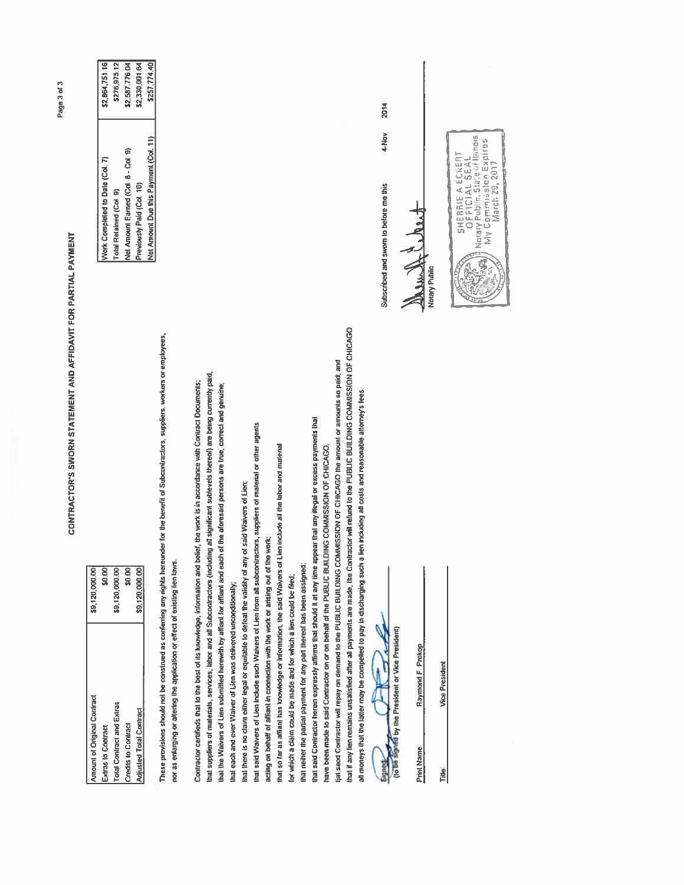# CONTRACTOR'S SWORN STATEMENT AND AFFIDAVIT FOR PARTIAL PAYMENT

| | |
|---|---|
| Amount of Original Contract | $9,120,000.00 |
| Extras to Contract | $0.00 |
| Total Contract and Extras | $9,120,000.00 |
| Credits to Contract | $0.00 |
| Adjusted Total Contract | $9,120,000.00 |

| | |
|---|---|
| Work Completed to Date (Col. 7) | $2,864,751.16 |
| Total Retained (Col 9) | $276,975.12 |
| Net Amount Earned (Col 8 - Col 9) | $2,587,776.04 |
| Previously Paid (Col. 10) | $2,330,001.64 |
| Net Amount Due this Payment (Col. 11) | $257,774.40 |

These provisions should not be construed as conferring any rights hereunder for the benefit of Subcontractors, suppliers, workers or employees, nor as enlarging or altering the application or effect of existing lien laws.

Contractor certifieds that to the best of its knowledge, information and belief, the work is in accordance with Contract Documents;
that suppliers of materials, services, labor and all Subcontractors (including all significant sublevels thereof) are being currently paid,
that the Waivers of Lien submitted herewith by affiant for affiant and each of the aforesaid persons are true, correct and genuine;
that each and ever Waiver of Lien was delivered unconditionally;
that there is no claim either legal or equitable to defeat the validity of any of said Waivers of Lien;
that said Waivers of Lien include such Waivers of Lien from all subcontractors, suppliers of material or other agents
acting on behalf of affiant in connection with the work or arising out of the work;
that so far as affiant has knowledge or information, the said Waivers of Lien include all the labor and material
for which a claim could be made and for which a lien could be filed;
that neither the partial payment for any part thereof has been assigned;
that said Contractor herein expressly affirms that should it at any time appear that any illegal or excess payments that
have been made to said Contractor on or on behalf of the PUBLIC BUILDING COMMISSION OF CHICAGO,
tjat saod Contractor will repay on demand to the PUBLIC BUILDING COMMISSION OF CHICAGO the amount or amounts so paid; and
that if any lien remains unsatisfied after all payments are made, the Contractor will refund to the PUBLIC BUILDING COMMISSION OF CHICAGO
all moneys that the latter may be compelled to pay in discharging such a lien including all costs and reasonable attorney's fees.

Signed: [signature]
(to be signed by the President or Vice President)

Print Name: Raymond F. Prokop

Title: Vice President

Subscribed and sworn to before me this 4-Nov 2014

[signature]
Notary Public

SHERRIE A ECKERT
OFFICIAL SEAL
Notary Public, State of Illinois
My Commission Expires
March 29, 2017